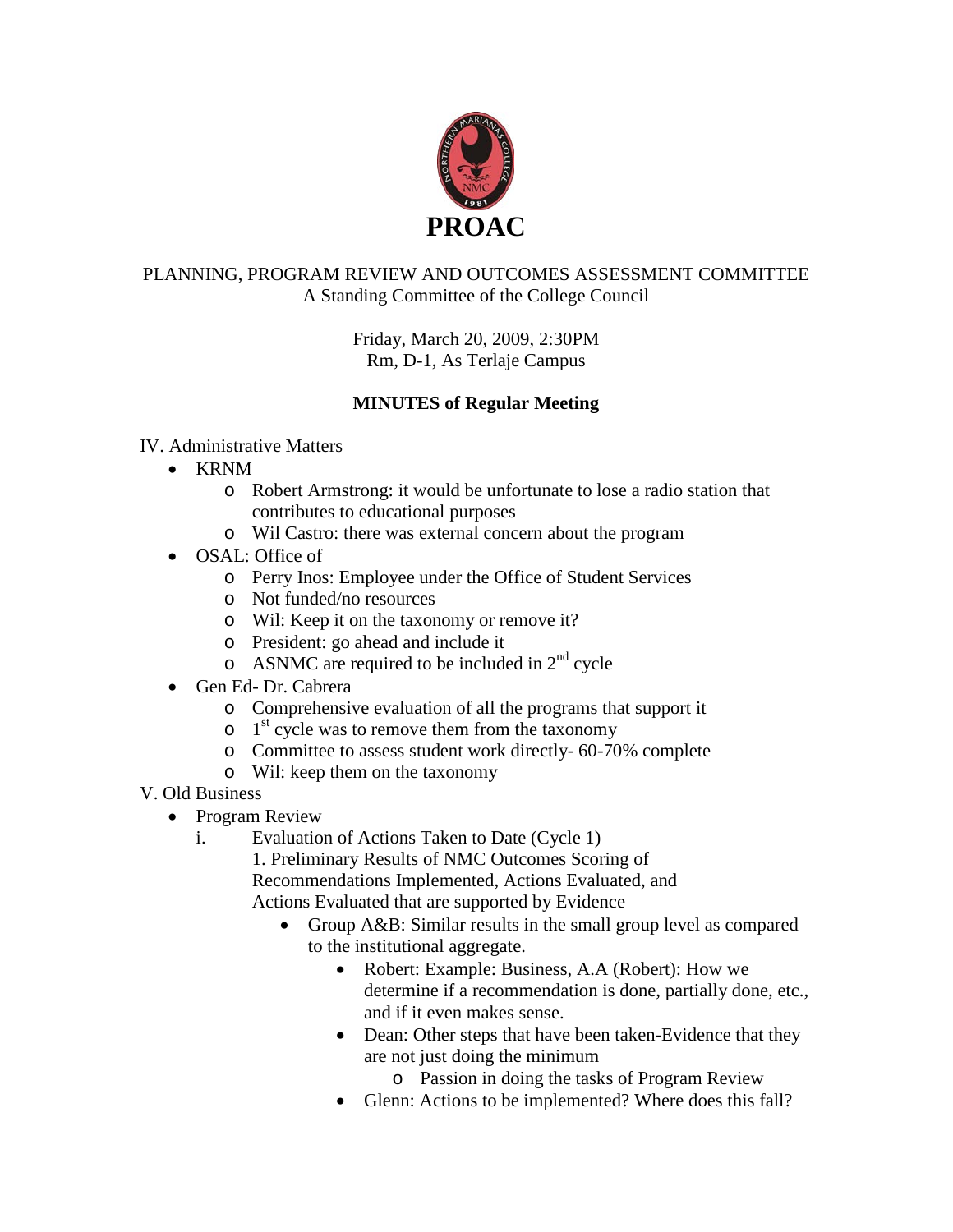# PROAC

PLANNING, PROGRAM REVIEW AND OUTCOMES ASSESSMENT COMMITTEE
A Standing Committee of the College Council

Friday, March 20, 2009, 2:30PM
Rm, D-1, As Terlaje Campus

**MINUTES of Regular Meeting**

IV. Administrative Matters

- KRNM
  - Robert Armstrong: it would be unfortunate to lose a radio station that contributes to educational purposes
  - Wil Castro: there was external concern about the program
- OSAL: Office of
  - Perry Inos: Employee under the Office of Student Services
  - Not funded/no resources
  - Wil: Keep it on the taxonomy or remove it?
  - President: go ahead and include it
  - ASNMC are required to be included in 2nd cycle
- Gen Ed- Dr. Cabrera
  - Comprehensive evaluation of all the programs that support it
  - 1st cycle was to remove them from the taxonomy
  - Committee to assess student work directly- 60-70% complete
  - Wil: keep them on the taxonomy

V. Old Business

- Program Review
  - i. Evaluation of Actions Taken to Date (Cycle 1)
    1. Preliminary Results of NMC Outcomes Scoring of Recommendations Implemented, Actions Evaluated, and Actions Evaluated that are supported by Evidence
      - Group A&B: Similar results in the small group level as compared to the institutional aggregate.
        - Robert: Example: Business, A.A (Robert): How we determine if a recommendation is done, partially done, etc., and if it even makes sense.
        - Dean: Other steps that have been taken-Evidence that they are not just doing the minimum
          - Passion in doing the tasks of Program Review
        - Glenn: Actions to be implemented? Where does this fall?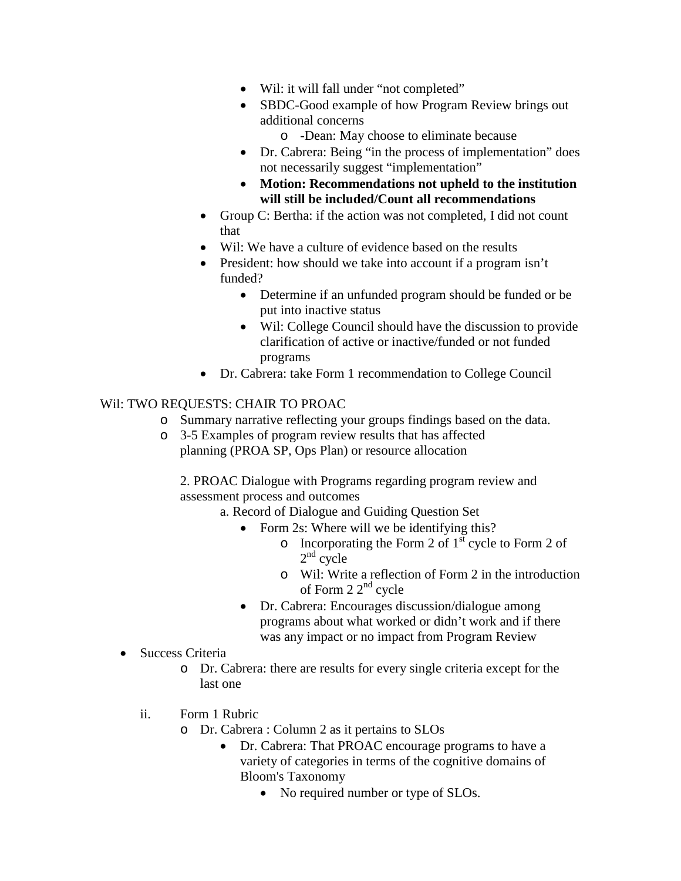- Wil: it will fall under "not completed"
        - SBDC-Good example of how Program Review brings out additional concerns
            - -Dean: May choose to eliminate because
        - Dr. Cabrera: Being "in the process of implementation" does not necessarily suggest "implementation"
        - **Motion: Recommendations not upheld to the institution will still be included/Count all recommendations**
    - Group C: Bertha: if the action was not completed, I did not count that
    - Wil: We have a culture of evidence based on the results
    - President: how should we take into account if a program isn't funded?
        - Determine if an unfunded program should be funded or be put into inactive status
        - Wil: College Council should have the discussion to provide clarification of active or inactive/funded or not funded programs
    - Dr. Cabrera: take Form 1 recommendation to College Council

Wil: TWO REQUESTS: CHAIR TO PROAC

- Summary narrative reflecting your groups findings based on the data.
- 3-5 Examples of program review results that has affected planning (PROA SP, Ops Plan) or resource allocation

  2. PROAC Dialogue with Programs regarding program review and assessment process and outcomes

     a. Record of Dialogue and Guiding Question Set
        - Form 2s: Where will we be identifying this?
            - Incorporating the Form 2 of 1st cycle to Form 2 of 2nd cycle
            - Wil: Write a reflection of Form 2 in the introduction of Form 2 2nd cycle
        - Dr. Cabrera: Encourages discussion/dialogue among programs about what worked or didn't work and if there was any impact or no impact from Program Review

- Success Criteria
    - Dr. Cabrera: there are results for every single criteria except for the last one

ii. Form 1 Rubric
    - Dr. Cabrera : Column 2 as it pertains to SLOs
        - Dr. Cabrera: That PROAC encourage programs to have a variety of categories in terms of the cognitive domains of Bloom's Taxonomy
            - No required number or type of SLOs.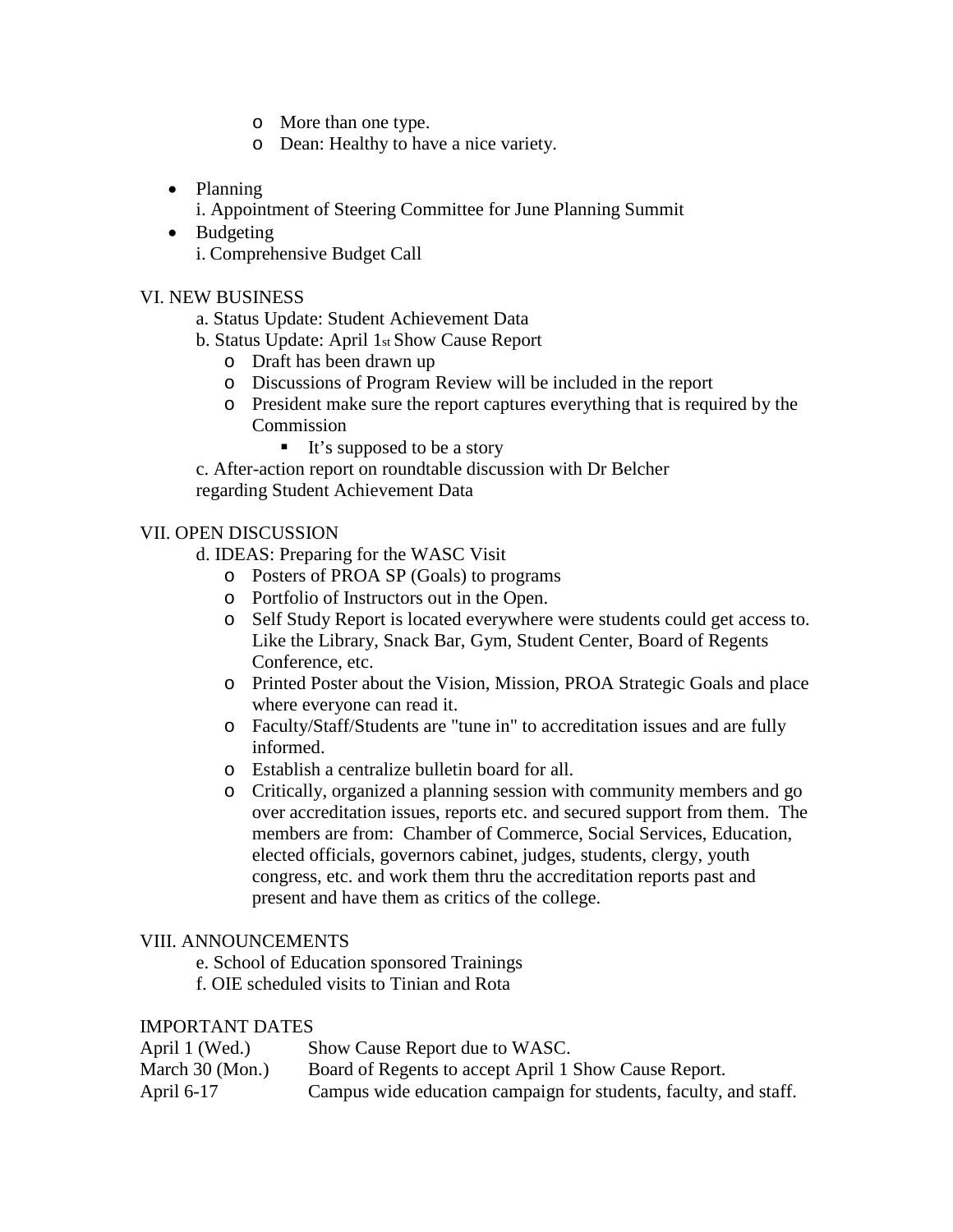- More than one type.
  - Dean: Healthy to have a nice variety.

- Planning
  i. Appointment of Steering Committee for June Planning Summit
- Budgeting
  i. Comprehensive Budget Call

VI. NEW BUSINESS

a. Status Update: Student Achievement Data

b. Status Update: April 1st Show Cause Report

- Draft has been drawn up
- Discussions of Program Review will be included in the report
- President make sure the report captures everything that is required by the Commission
  - It's supposed to be a story

c. After-action report on roundtable discussion with Dr Belcher regarding Student Achievement Data

VII. OPEN DISCUSSION

d. IDEAS: Preparing for the WASC Visit

- Posters of PROA SP (Goals) to programs
- Portfolio of Instructors out in the Open.
- Self Study Report is located everywhere were students could get access to. Like the Library, Snack Bar, Gym, Student Center, Board of Regents Conference, etc.
- Printed Poster about the Vision, Mission, PROA Strategic Goals and place where everyone can read it.
- Faculty/Staff/Students are "tune in" to accreditation issues and are fully informed.
- Establish a centralize bulletin board for all.
- Critically, organized a planning session with community members and go over accreditation issues, reports etc. and secured support from them. The members are from: Chamber of Commerce, Social Services, Education, elected officials, governors cabinet, judges, students, clergy, youth congress, etc. and work them thru the accreditation reports past and present and have them as critics of the college.

VIII. ANNOUNCEMENTS

e. School of Education sponsored Trainings

f. OIE scheduled visits to Tinian and Rota

IMPORTANT DATES

| | |
|---|---|
| April 1 (Wed.) | Show Cause Report due to WASC. |
| March 30 (Mon.) | Board of Regents to accept April 1 Show Cause Report. |
| April 6-17 | Campus wide education campaign for students, faculty, and staff. |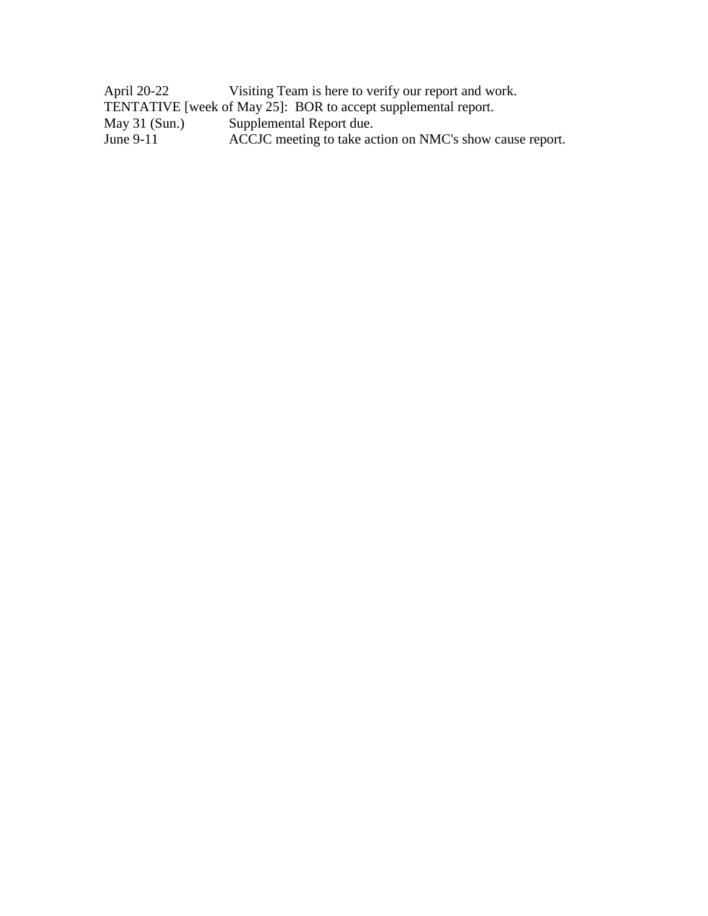| | |
|---|---|
| April 20-22 | Visiting Team is here to verify our report and work. |
| TENTATIVE [week of May 25]: BOR to accept supplemental report. | |
| May 31 (Sun.) | Supplemental Report due. |
| June 9-11 | ACCJC meeting to take action on NMC's show cause report. |